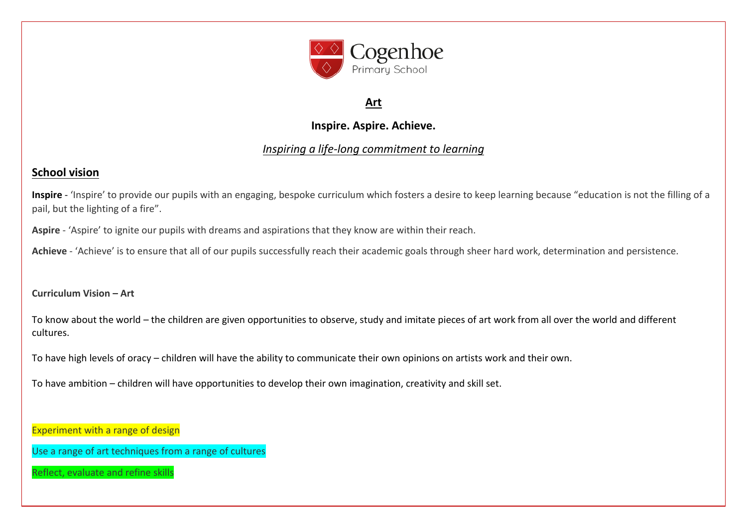Cogenhoe Primary School

# Art

**Inspire. Aspire. Achieve.**

*Inspiring a life-long commitment to learning*

## School vision

**Inspire** - 'Inspire' to provide our pupils with an engaging, bespoke curriculum which fosters a desire to keep learning because "education is not the filling of a pail, but the lighting of a fire".

**Aspire** - 'Aspire' to ignite our pupils with dreams and aspirations that they know are within their reach.

**Achieve** - 'Achieve' is to ensure that all of our pupils successfully reach their academic goals through sheer hard work, determination and persistence.

**Curriculum Vision – Art**

To know about the world – the children are given opportunities to observe, study and imitate pieces of art work from all over the world and different cultures.

To have high levels of oracy – children will have the ability to communicate their own opinions on artists work and their own.

To have ambition – children will have opportunities to develop their own imagination, creativity and skill set.

Experiment with a range of design

Use a range of art techniques from a range of cultures

Reflect, evaluate and refine skills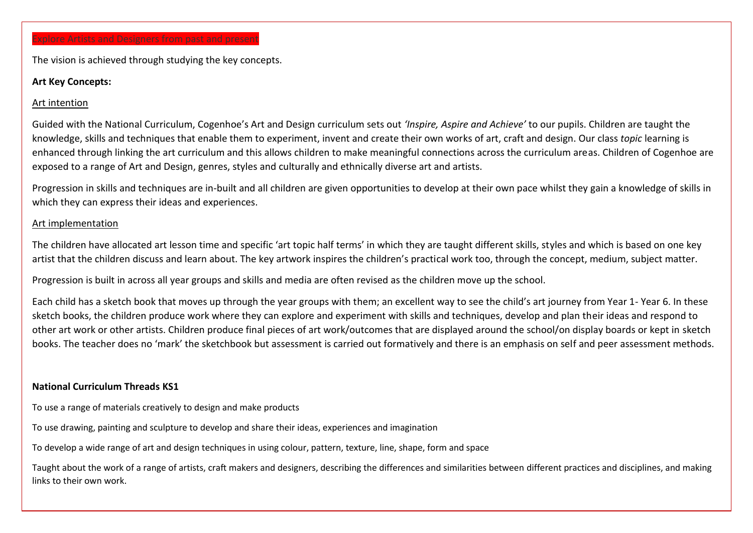Explore Artists and Designers from past and present

The vision is achieved through studying the key concepts.

**Art Key Concepts:**

Art intention

Guided with the National Curriculum, Cogenhoe's Art and Design curriculum sets out *'Inspire, Aspire and Achieve'* to our pupils. Children are taught the knowledge, skills and techniques that enable them to experiment, invent and create their own works of art, craft and design. Our class *topic* learning is enhanced through linking the art curriculum and this allows children to make meaningful connections across the curriculum areas. Children of Cogenhoe are exposed to a range of Art and Design, genres, styles and culturally and ethnically diverse art and artists.

Progression in skills and techniques are in-built and all children are given opportunities to develop at their own pace whilst they gain a knowledge of skills in which they can express their ideas and experiences.

Art implementation

The children have allocated art lesson time and specific 'art topic half terms' in which they are taught different skills, styles and which is based on one key artist that the children discuss and learn about. The key artwork inspires the children's practical work too, through the concept, medium, subject matter.

Progression is built in across all year groups and skills and media are often revised as the children move up the school.

Each child has a sketch book that moves up through the year groups with them; an excellent way to see the child's art journey from Year 1- Year 6. In these sketch books, the children produce work where they can explore and experiment with skills and techniques, develop and plan their ideas and respond to other art work or other artists. Children produce final pieces of art work/outcomes that are displayed around the school/on display boards or kept in sketch books. The teacher does no 'mark' the sketchbook but assessment is carried out formatively and there is an emphasis on self and peer assessment methods.

**National Curriculum Threads KS1**

To use a range of materials creatively to design and make products

To use drawing, painting and sculpture to develop and share their ideas, experiences and imagination

To develop a wide range of art and design techniques in using colour, pattern, texture, line, shape, form and space

Taught about the work of a range of artists, craft makers and designers, describing the differences and similarities between different practices and disciplines, and making links to their own work.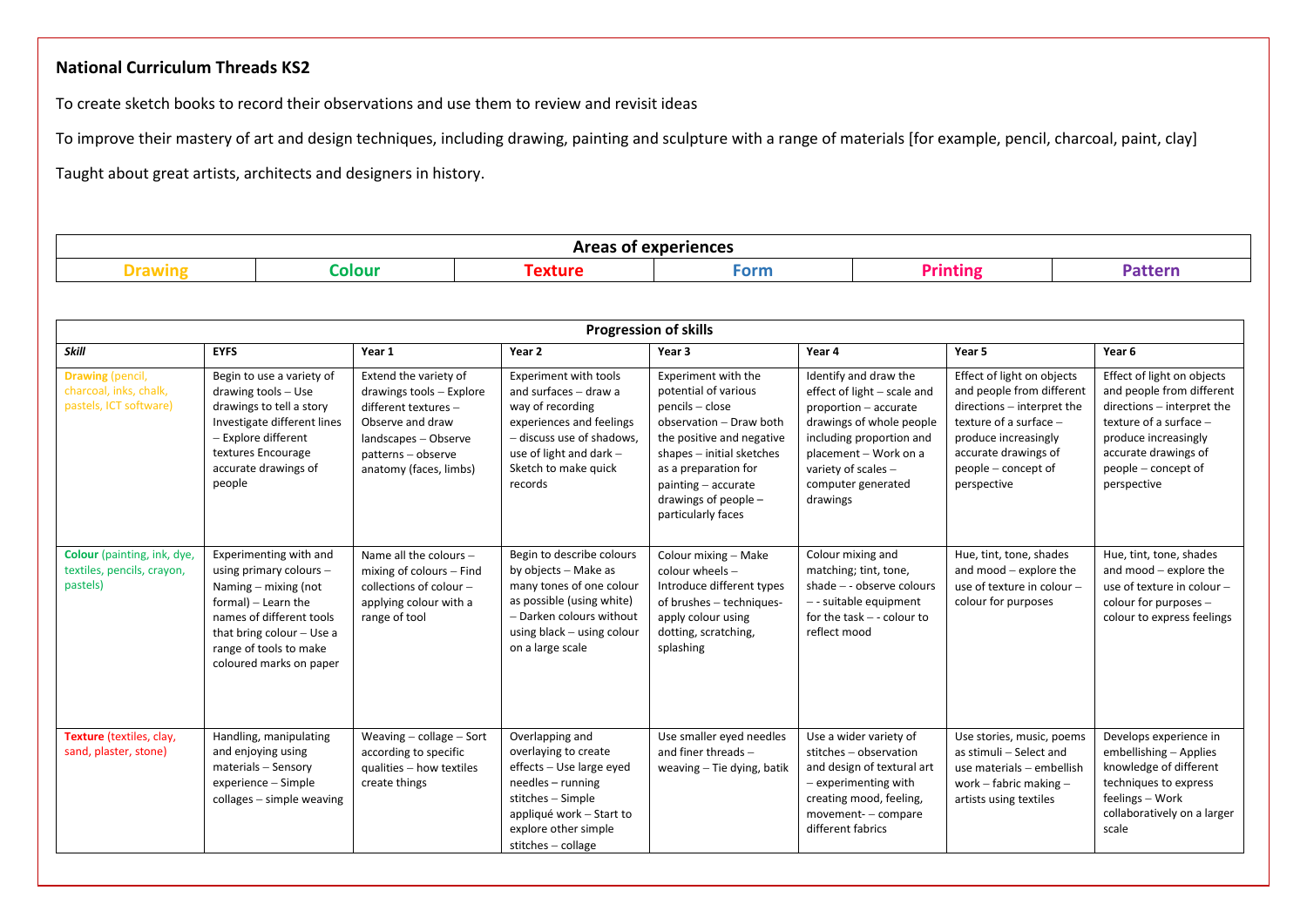**National Curriculum Threads KS2**

To create sketch books to record their observations and use them to review and revisit ideas

To improve their mastery of art and design techniques, including drawing, painting and sculpture with a range of materials [for example, pencil, charcoal, paint, clay]

Taught about great artists, architects and designers in history.

| Areas of experiences | | | | | |
|---|---|---|---|---|---|
| **Drawing** | **Colour** | **Texture** | **Form** | **Printing** | **Pattern** |

| Progression of skills | | | | | | | |
|---|---|---|---|---|---|---|---|
| ***Skill*** | **EYFS** | **Year 1** | **Year 2** | **Year 3** | **Year 4** | **Year 5** | **Year 6** |
| **Drawing** (pencil, charcoal, inks, chalk, pastels, ICT software) | Begin to use a variety of drawing tools – Use drawings to tell a story Investigate different lines – Explore different textures Encourage accurate drawings of people | Extend the variety of drawings tools – Explore different textures – Observe and draw landscapes – Observe patterns – observe anatomy (faces, limbs) | Experiment with tools and surfaces – draw a way of recording experiences and feelings – discuss use of shadows, use of light and dark – Sketch to make quick records | Experiment with the potential of various pencils – close observation – Draw both the positive and negative shapes – initial sketches as a preparation for painting – accurate drawings of people – particularly faces | Identify and draw the effect of light – scale and proportion – accurate drawings of whole people including proportion and placement – Work on a variety of scales – computer generated drawings | Effect of light on objects and people from different directions – interpret the texture of a surface – produce increasingly accurate drawings of people – concept of perspective | Effect of light on objects and people from different directions – interpret the texture of a surface – produce increasingly accurate drawings of people – concept of perspective |
| **Colour** (painting, ink, dye, textiles, pencils, crayon, pastels) | Experimenting with and using primary colours – Naming – mixing (not formal) – Learn the names of different tools that bring colour – Use a range of tools to make coloured marks on paper | Name all the colours – mixing of colours – Find collections of colour – applying colour with a range of tool | Begin to describe colours by objects – Make as many tones of one colour as possible (using white) – Darken colours without using black – using colour on a large scale | Colour mixing – Make colour wheels – Introduce different types of brushes – techniques- apply colour using dotting, scratching, splashing | Colour mixing and matching; tint, tone, shade – - observe colours – - suitable equipment for the task – - colour to reflect mood | Hue, tint, tone, shades and mood – explore the use of texture in colour – colour for purposes | Hue, tint, tone, shades and mood – explore the use of texture in colour – colour for purposes – colour to express feelings |
| **Texture** (textiles, clay, sand, plaster, stone) | Handling, manipulating and enjoying using materials – Sensory experience – Simple collages – simple weaving | Weaving – collage – Sort according to specific qualities – how textiles create things | Overlapping and overlaying to create effects – Use large eyed needles – running stitches – Simple appliqué work – Start to explore other simple stitches – collage | Use smaller eyed needles and finer threads – weaving – Tie dying, batik | Use a wider variety of stitches – observation and design of textural art – experimenting with creating mood, feeling, movement- – compare different fabrics | Use stories, music, poems as stimuli – Select and use materials – embellish work – fabric making – artists using textiles | Develops experience in embellishing – Applies knowledge of different techniques to express feelings – Work collaboratively on a larger scale |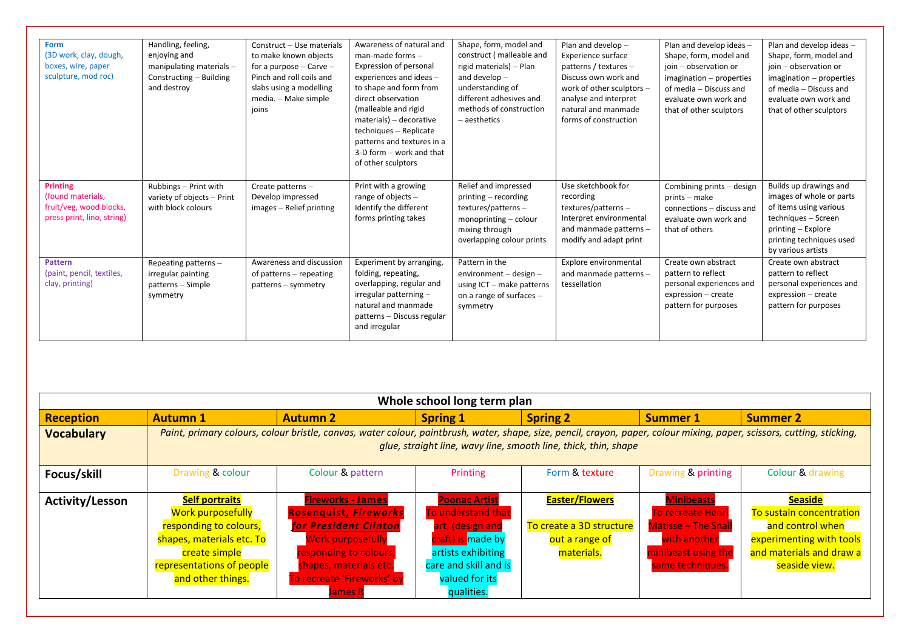| | | | | | | | |
|---|---|---|---|---|---|---|---|
| **Form** (3D work, clay, dough, boxes, wire, paper sculpture, mod roc) | Handling, feeling, enjoying and manipulating materials – Constructing – Building and destroy | Construct – Use materials to make known objects for a purpose – Carve – Pinch and roll coils and slabs using a modelling media. – Make simple joins | Awareness of natural and man-made forms – Expression of personal experiences and ideas – to shape and form from direct observation (malleable and rigid materials) – decorative techniques – Replicate patterns and textures in a 3-D form – work and that of other sculptors | Shape, form, model and construct ( malleable and rigid materials) – Plan and develop – understanding of different adhesives and methods of construction – aesthetics | Plan and develop – Experience surface patterns / textures – Discuss own work and work of other sculptors – analyse and interpret natural and manmade forms of construction | Plan and develop ideas – Shape, form, model and join – observation or imagination – properties of media – Discuss and evaluate own work and that of other sculptors | Plan and develop ideas – Shape, form, model and join – observation or imagination – properties of media – Discuss and evaluate own work and that of other sculptors |
| **Printing** (found materials, fruit/veg, wood blocks, press print, lino, string) | Rubbings – Print with variety of objects – Print with block colours | Create patterns – Develop impressed images – Relief printing | Print with a growing range of objects – Identify the different forms printing takes | Relief and impressed printing – recording textures/patterns – monoprinting – colour mixing through overlapping colour prints | Use sketchbook for recording textures/patterns – Interpret environmental and manmade patterns – modify and adapt print | Combining prints – design prints – make connections – discuss and evaluate own work and that of others | Builds up drawings and images of whole or parts of items using various techniques – Screen printing – Explore printing techniques used by various artists |
| **Pattern** (paint, pencil, textiles, clay, printing) | Repeating patterns – irregular painting patterns – Simple symmetry | Awareness and discussion of patterns – repeating patterns – symmetry | Experiment by arranging, folding, repeating, overlapping, regular and irregular patterning – natural and manmade patterns – Discuss regular and irregular | Pattern in the environment – design – using ICT – make patterns on a range of surfaces – symmetry | Explore environmental and manmade patterns – tessellation | Create own abstract pattern to reflect personal experiences and expression – create pattern for purposes | Create own abstract pattern to reflect personal experiences and expression – create pattern for purposes |

| Whole school long term plan | | | | | | |
|---|---|---|---|---|---|---|
| **Reception** | **Autumn 1** | **Autumn 2** | **Spring 1** | **Spring 2** | **Summer 1** | **Summer 2** |
| **Vocabulary** | *Paint, primary colours, colour bristle, canvas, water colour, paintbrush, water, shape, size, pencil, crayon, paper, colour mixing, paper, scissors, cutting, sticking, glue, straight line, wavy line, smooth line, thick, thin, shape* | | | | | |
| **Focus/skill** | Drawing & colour | Colour & pattern | Printing | Form & texture | Drawing & printing | Colour & drawing |
| **Activity/Lesson** | **Self portraits** Work purposefully responding to colours, shapes, materials etc. To create simple representations of people and other things. | **Fireworks - James Rosenquist, *Fireworks for President Clinton*** Work purposefully responding to colours, shapes, materials etc. To recreate 'Fireworks' by James R | **Poonac Artist** To understand that art, (design and craft) is made by artists exhibiting care and skill and is valued for its qualities. | **Easter/Flowers** To create a 3D structure out a range of materials. | **Minibeasts** To recreate Henri Matisse – The Snail with another minibeast using the same techniques. | **Seaside** To sustain concentration and control when experimenting with tools and materials and draw a seaside view. |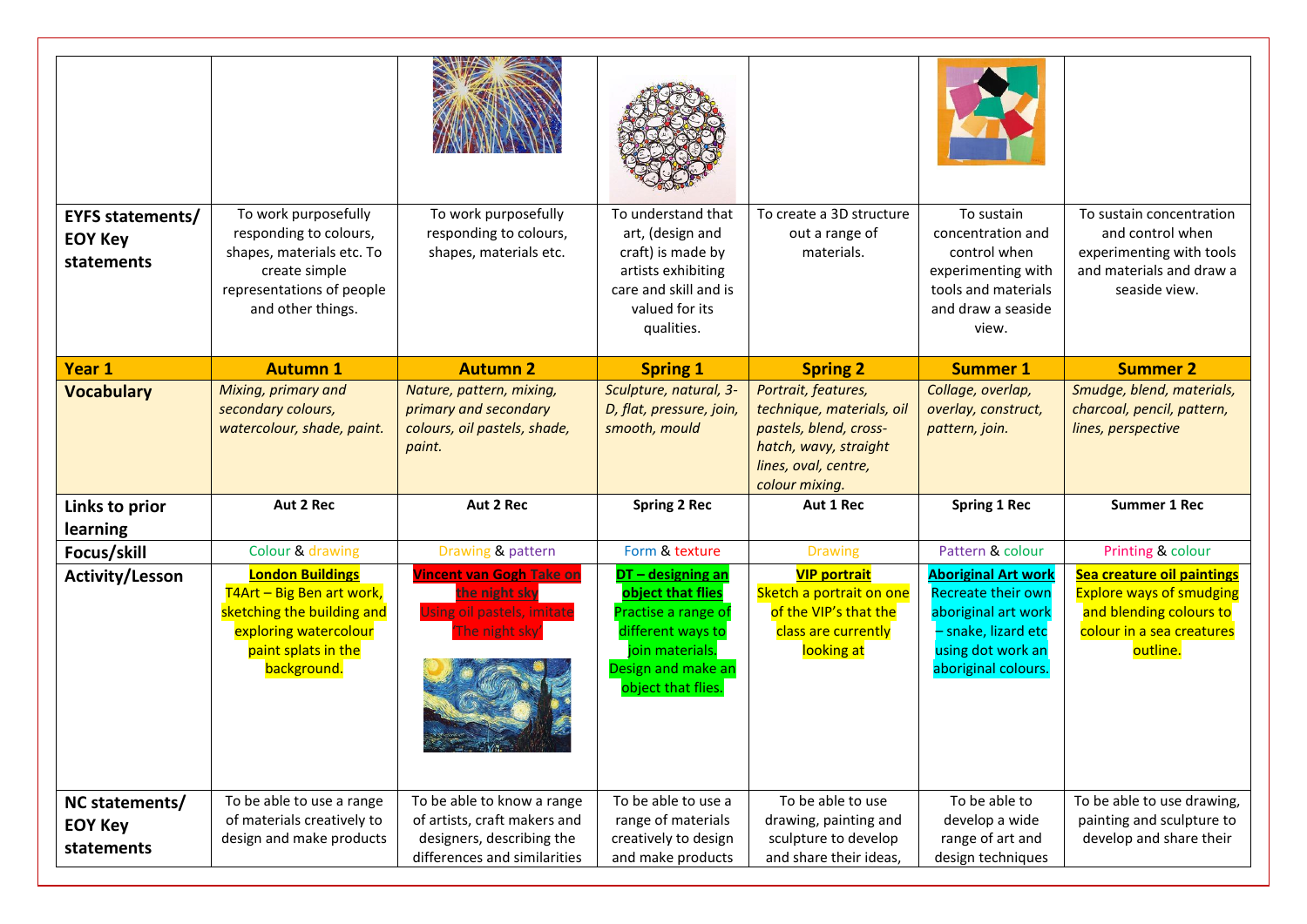| | | | | | | |
|---|---|---|---|---|---|---|
| **EYFS statements/ EOY Key statements** | To work purposefully responding to colours, shapes, materials etc. To create simple representations of people and other things. | To work purposefully responding to colours, shapes, materials etc. | To understand that art, (design and craft) is made by artists exhibiting care and skill and is valued for its qualities. | To create a 3D structure out a range of materials. | To sustain concentration and control when experimenting with tools and materials and draw a seaside view. | To sustain concentration and control when experimenting with tools and materials and draw a seaside view. |
| **Year 1** | **Autumn 1** | **Autumn 2** | **Spring 1** | **Spring 2** | **Summer 1** | **Summer 2** |
| **Vocabulary** | *Mixing, primary and secondary colours, watercolour, shade, paint.* | *Nature, pattern, mixing, primary and secondary colours, oil pastels, shade, paint.* | *Sculpture, natural, 3-D, flat, pressure, join, smooth, mould* | *Portrait, features, technique, materials, oil pastels, blend, cross-hatch, wavy, straight lines, oval, centre, colour mixing.* | *Collage, overlap, overlay, construct, pattern, join.* | *Smudge, blend, materials, charcoal, pencil, pattern, lines, perspective* |
| **Links to prior learning** | **Aut 2 Rec** | **Aut 2 Rec** | **Spring 2 Rec** | **Aut 1 Rec** | **Spring 1 Rec** | **Summer 1 Rec** |
| **Focus/skill** | Colour & drawing | Drawing & pattern | Form & texture | Drawing | Pattern & colour | Printing & colour |
| **Activity/Lesson** | **London Buildings** T4Art – Big Ben art work, sketching the building and exploring watercolour paint splats in the background. | **Vincent van Gogh Take on the night sky** Using oil pastels, imitate 'The night sky' | **DT – designing an object that flies** Practise a range of different ways to join materials. Design and make an object that flies. | **VIP portrait** Sketch a portrait on one of the VIP's that the class are currently looking at | **Aboriginal Art work** Recreate their own aboriginal art work – snake, lizard etc using dot work an aboriginal colours. | **Sea creature oil paintings** Explore ways of smudging and blending colours to colour in a sea creatures outline. |
| **NC statements/ EOY Key statements** | To be able to use a range of materials creatively to design and make products | To be able to know a range of artists, craft makers and designers, describing the differences and similarities | To be able to use a range of materials creatively to design and make products | To be able to use drawing, painting and sculpture to develop and share their ideas, | To be able to develop a wide range of art and design techniques | To be able to use drawing, painting and sculpture to develop and share their |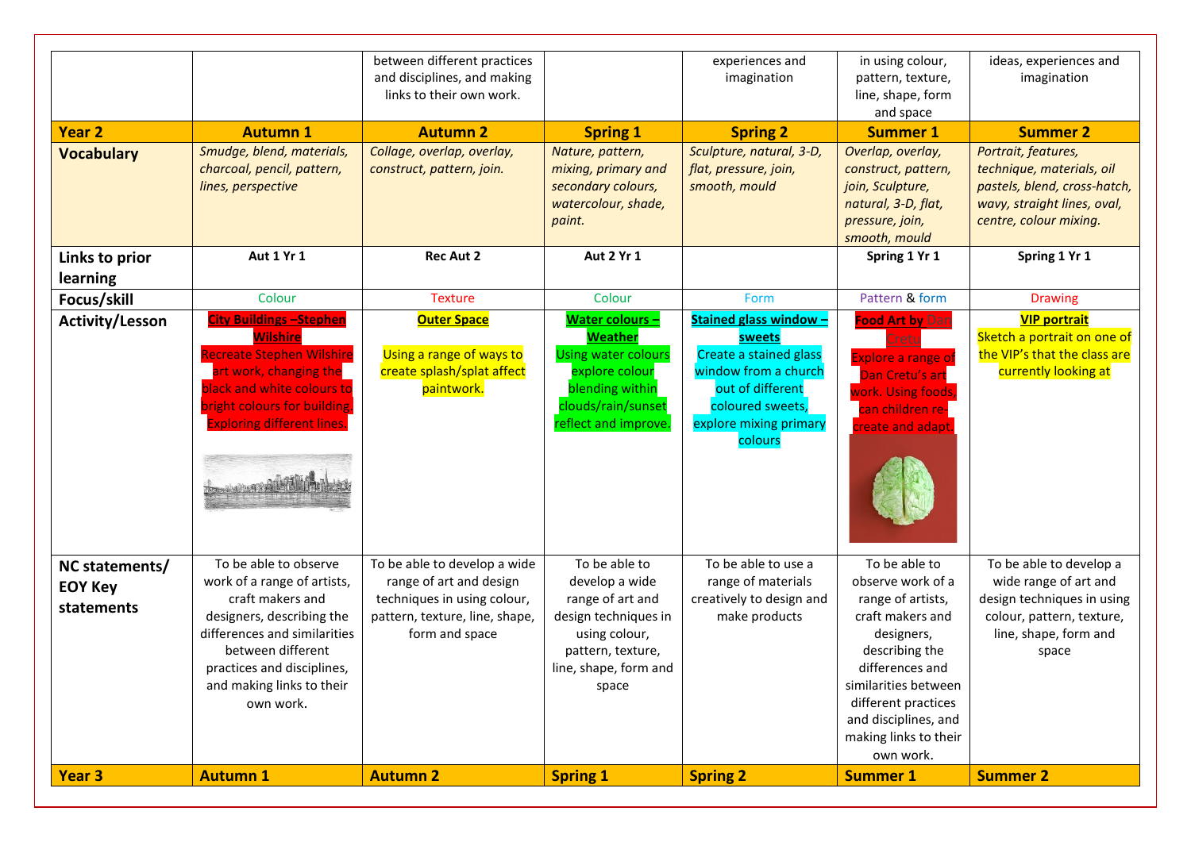| | | | | | | |
|---|---|---|---|---|---|---|
| | | between different practices and disciplines, and making links to their own work. | | experiences and imagination | in using colour, pattern, texture, line, shape, form and space | ideas, experiences and imagination |
| **Year 2** | **Autumn 1** | **Autumn 2** | **Spring 1** | **Spring 2** | **Summer 1** | **Summer 2** |
| **Vocabulary** | *Smudge, blend, materials, charcoal, pencil, pattern, lines, perspective* | *Collage, overlap, overlay, construct, pattern, join.* | *Nature, pattern, mixing, primary and secondary colours, watercolour, shade, paint.* | *Sculpture, natural, 3-D, flat, pressure, join, smooth, mould* | *Overlap, overlay, construct, pattern, join, Sculpture, natural, 3-D, flat, pressure, join, smooth, mould* | *Portrait, features, technique, materials, oil pastels, blend, cross-hatch, wavy, straight lines, oval, centre, colour mixing.* |
| **Links to prior learning** | **Aut 1 Yr 1** | **Rec Aut 2** | **Aut 2 Yr 1** | | **Spring 1 Yr 1** | **Spring 1 Yr 1** |
| **Focus/skill** | Colour | Texture | Colour | Form | Pattern & form | Drawing |
| **Activity/Lesson** | **City Buildings –Stephen Wilshire** Recreate Stephen Wilshire art work, changing the black and white colours to bright colours for building. Exploring different lines. | **Outer Space** Using a range of ways to create splash/splat affect paintwork. | **Water colours – Weather** Using water colours explore colour blending within clouds/rain/sunset reflect and improve. | **Stained glass window – sweets** Create a stained glass window from a church out of different coloured sweets, explore mixing primary colours | **Food Art by Dan Cretu** Explore a range of Dan Cretu's art work. Using foods, can children re-create and adapt. | **VIP portrait** Sketch a portrait on one of the VIP's that the class are currently looking at |
| **NC statements/ EOY Key statements** | To be able to observe work of a range of artists, craft makers and designers, describing the differences and similarities between different practices and disciplines, and making links to their own work. | To be able to develop a wide range of art and design techniques in using colour, pattern, texture, line, shape, form and space | To be able to develop a wide range of art and design techniques in using colour, pattern, texture, line, shape, form and space | To be able to use a range of materials creatively to design and make products | To be able to observe work of a range of artists, craft makers and designers, describing the differences and similarities between different practices and disciplines, and making links to their own work. | To be able to develop a wide range of art and design techniques in using colour, pattern, texture, line, shape, form and space |
| **Year 3** | **Autumn 1** | **Autumn 2** | **Spring 1** | **Spring 2** | **Summer 1** | **Summer 2** |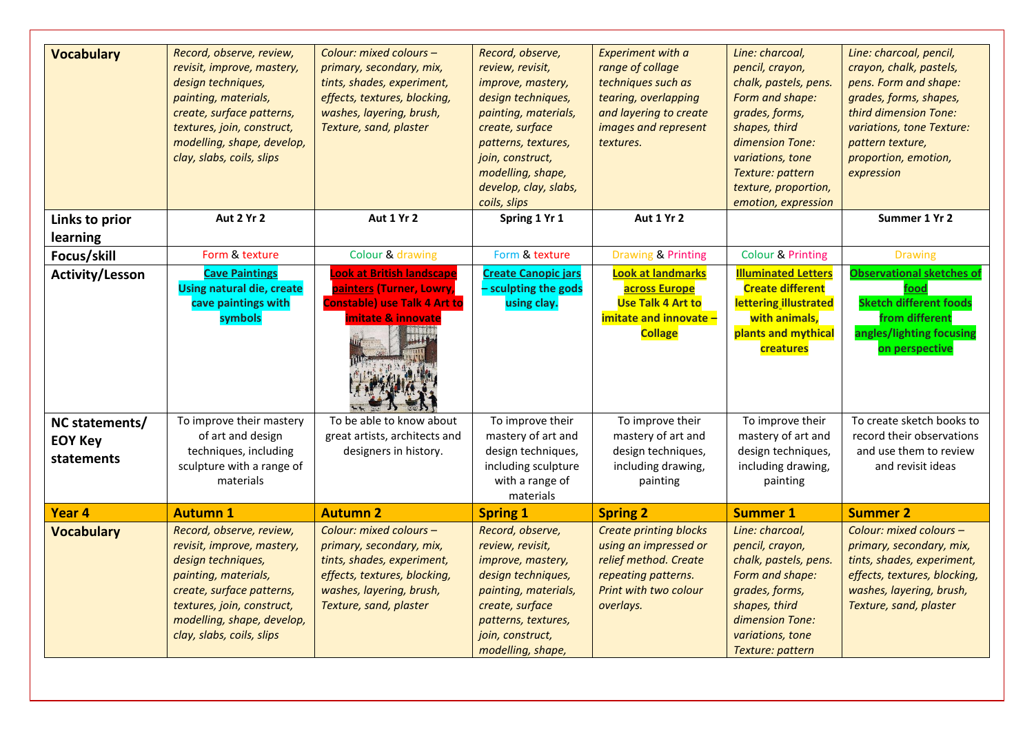| Vocabulary | *Record, observe, review, revisit, improve, mastery, design techniques, painting, materials, create, surface patterns, textures, join, construct, modelling, shape, develop, clay, slabs, coils, slips* | *Colour: mixed colours – primary, secondary, mix, tints, shades, experiment, effects, textures, blocking, washes, layering, brush, Texture, sand, plaster* | *Record, observe, review, revisit, improve, mastery, design techniques, painting, materials, create, surface patterns, textures, join, construct, modelling, shape, develop, clay, slabs, coils, slips* | *Experiment with a range of collage techniques such as tearing, overlapping and layering to create images and represent textures.* | *Line: charcoal, pencil, crayon, chalk, pastels, pens. Form and shape: grades, forms, shapes, third dimension Tone: variations, tone Texture: pattern texture, proportion, emotion, expression* | *Line: charcoal, pencil, crayon, chalk, pastels, pens. Form and shape: grades, forms, shapes, third dimension Tone: variations, tone Texture: pattern texture, proportion, emotion, expression* |
|---|---|---|---|---|---|---|
| Links to prior learning | **Aut 2 Yr 2** | **Aut 1 Yr 2** | **Spring 1 Yr 1** | **Aut 1 Yr 2** | | **Summer 1 Yr 2** |
| Focus/skill | Form & texture | Colour & drawing | Form & texture | Drawing & Printing | Colour & Printing | Drawing |
| Activity/Lesson | **Cave Paintings** **Using natural die, create cave paintings with symbols** | **Look at British landscape painters (Turner, Lowry, Constable) use Talk 4 Art to imitate & innovate** | **Create Canopic jars – sculpting the gods using clay.** | **Look at landmarks across Europe** **Use Talk 4 Art to imitate and innovate – Collage** | **Illuminated Letters** **Create different lettering illustrated with animals, plants and mythical creatures** | **Observational sketches of food** **Sketch different foods from different angles/lighting focusing on perspective** |
| NC statements/ EOY Key statements | To improve their mastery of art and design techniques, including sculpture with a range of materials | To be able to know about great artists, architects and designers in history. | To improve their mastery of art and design techniques, including sculpture with a range of materials | To improve their mastery of art and design techniques, including drawing, painting | To improve their mastery of art and design techniques, including drawing, painting | To create sketch books to record their observations and use them to review and revisit ideas |
| **Year 4** | **Autumn 1** | **Autumn 2** | **Spring 1** | **Spring 2** | **Summer 1** | **Summer 2** |
| Vocabulary | *Record, observe, review, revisit, improve, mastery, design techniques, painting, materials, create, surface patterns, textures, join, construct, modelling, shape, develop, clay, slabs, coils, slips* | *Colour: mixed colours – primary, secondary, mix, tints, shades, experiment, effects, textures, blocking, washes, layering, brush, Texture, sand, plaster* | *Record, observe, review, revisit, improve, mastery, design techniques, painting, materials, create, surface patterns, textures, join, construct, modelling, shape,* | *Create printing blocks using an impressed or relief method. Create repeating patterns. Print with two colour overlays.* | *Line: charcoal, pencil, crayon, chalk, pastels, pens. Form and shape: grades, forms, shapes, third dimension Tone: variations, tone Texture: pattern* | *Colour: mixed colours – primary, secondary, mix, tints, shades, experiment, effects, textures, blocking, washes, layering, brush, Texture, sand, plaster* |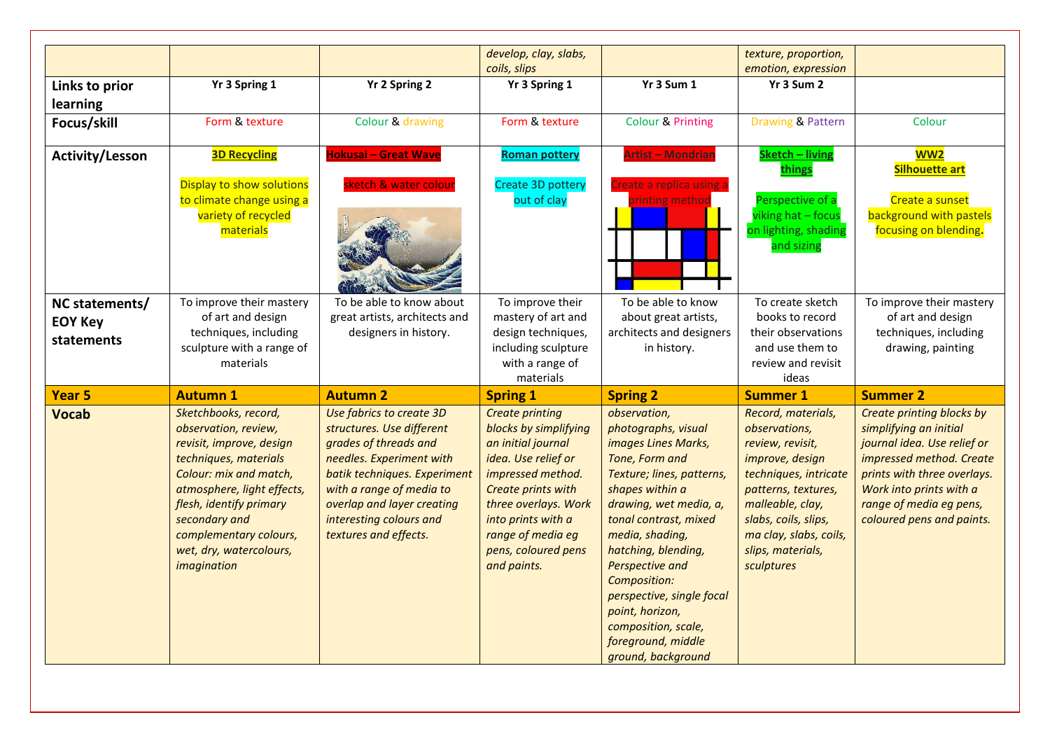| | | | develop, clay, slabs, coils, slips | | texture, proportion, emotion, expression | |
|---|---|---|---|---|---|---|
| **Links to prior learning** | **Yr 3 Spring 1** | **Yr 2 Spring 2** | **Yr 3 Spring 1** | **Yr 3 Sum 1** | **Yr 3 Sum 2** | |
| **Focus/skill** | Form & texture | Colour & drawing | Form & texture | Colour & Printing | Drawing & Pattern | Colour |
| **Activity/Lesson** | **3D Recycling** Display to show solutions to climate change using a variety of recycled materials | **Hokusai – Great Wave** sketch & water colour | **Roman pottery** Create 3D pottery out of clay | **Artist – Mondrian** Create a replica using a printing method | **Sketch – living things** Perspective of a viking hat – focus on lighting, shading and sizing | **WW2 Silhouette art** Create a sunset background with pastels focusing on blending**.** |
| **NC statements/ EOY Key statements** | To improve their mastery of art and design techniques, including sculpture with a range of materials | To be able to know about great artists, architects and designers in history. | To improve their mastery of art and design techniques, including sculpture with a range of materials | To be able to know about great artists, architects and designers in history. | To create sketch books to record their observations and use them to review and revisit ideas | To improve their mastery of art and design techniques, including drawing, painting |
| **Year 5** | **Autumn 1** | **Autumn 2** | **Spring 1** | **Spring 2** | **Summer 1** | **Summer 2** |
| **Vocab** | *Sketchbooks, record, observation, review, revisit, improve, design techniques, materials Colour: mix and match, atmosphere, light effects, flesh, identify primary secondary and complementary colours, wet, dry, watercolours, imagination* | *Use fabrics to create 3D structures. Use different grades of threads and needles. Experiment with batik techniques. Experiment with a range of media to overlap and layer creating interesting colours and textures and effects.* | *Create printing blocks by simplifying an initial journal idea. Use relief or impressed method. Create prints with three overlays. Work into prints with a range of media eg pens, coloured pens and paints.* | *observation, photographs, visual images Lines Marks, Tone, Form and Texture; lines, patterns, shapes within a drawing, wet media, a, tonal contrast, mixed media, shading, hatching, blending, Perspective and Composition: perspective, single focal point, horizon, composition, scale, foreground, middle ground, background* | *Record, materials, observations, review, revisit, improve, design techniques, intricate patterns, textures, malleable, clay, slabs, coils, slips, ma clay, slabs, coils, slips, materials, sculptures* | *Create printing blocks by simplifying an initial journal idea. Use relief or impressed method. Create prints with three overlays. Work into prints with a range of media eg pens, coloured pens and paints.* |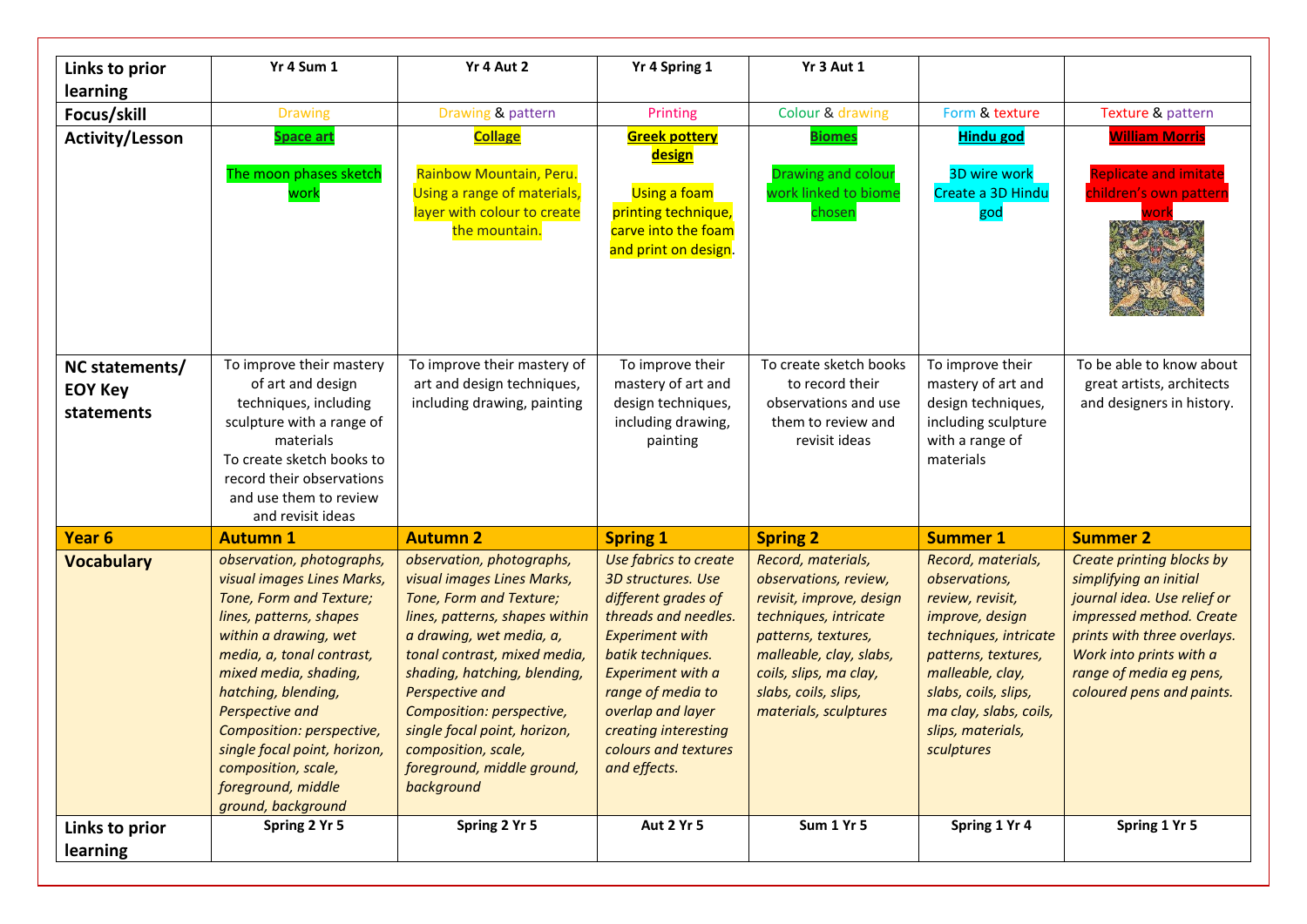| Links to prior learning | Yr 4 Sum 1 | Yr 4 Aut 2 | Yr 4 Spring 1 | Yr 3 Aut 1 | | |
|---|---|---|---|---|---|---|
| Focus/skill | Drawing | Drawing & pattern | Printing | Colour & drawing | Form & texture | Texture & pattern |
| Activity/Lesson | **Space art**<br><br>The moon phases sketch work | **Collage**<br><br>Rainbow Mountain, Peru. Using a range of materials, layer with colour to create the mountain. | **Greek pottery design**<br><br>Using a foam printing technique, carve into the foam and print on design. | **Biomes**<br><br>Drawing and colour work linked to biome chosen | **Hindu god**<br><br>3D wire work Create a 3D Hindu god | **William Morris**<br><br>Replicate and imitate children's own pattern work |
| NC statements/ EOY Key statements | To improve their mastery of art and design techniques, including sculpture with a range of materials<br>To create sketch books to record their observations and use them to review and revisit ideas | To improve their mastery of art and design techniques, including drawing, painting | To improve their mastery of art and design techniques, including drawing, painting | To create sketch books to record their observations and use them to review and revisit ideas | To improve their mastery of art and design techniques, including sculpture with a range of materials | To be able to know about great artists, architects and designers in history. |
| **Year 6** | **Autumn 1** | **Autumn 2** | **Spring 1** | **Spring 2** | **Summer 1** | **Summer 2** |
| **Vocabulary** | *observation, photographs, visual images Lines Marks, Tone, Form and Texture; lines, patterns, shapes within a drawing, wet media, a, tonal contrast, mixed media, shading, hatching, blending, Perspective and Composition: perspective, single focal point, horizon, composition, scale, foreground, middle ground, background* | *observation, photographs, visual images Lines Marks, Tone, Form and Texture; lines, patterns, shapes within a drawing, wet media, a, tonal contrast, mixed media, shading, hatching, blending, Perspective and Composition: perspective, single focal point, horizon, composition, scale, foreground, middle ground, background* | *Use fabrics to create 3D structures. Use different grades of threads and needles. Experiment with batik techniques. Experiment with a range of media to overlap and layer creating interesting colours and textures and effects.* | *Record, materials, observations, review, revisit, improve, design techniques, intricate patterns, textures, malleable, clay, slabs, coils, slips, ma clay, slabs, coils, slips, materials, sculptures* | *Record, materials, observations, review, revisit, improve, design techniques, intricate patterns, textures, malleable, clay, slabs, coils, slips, ma clay, slabs, coils, slips, materials, sculptures* | *Create printing blocks by simplifying an initial journal idea. Use relief or impressed method. Create prints with three overlays. Work into prints with a range of media eg pens, coloured pens and paints.* |
| Links to prior learning | Spring 2 Yr 5 | Spring 2 Yr 5 | Aut 2 Yr 5 | Sum 1 Yr 5 | Spring 1 Yr 4 | Spring 1 Yr 5 |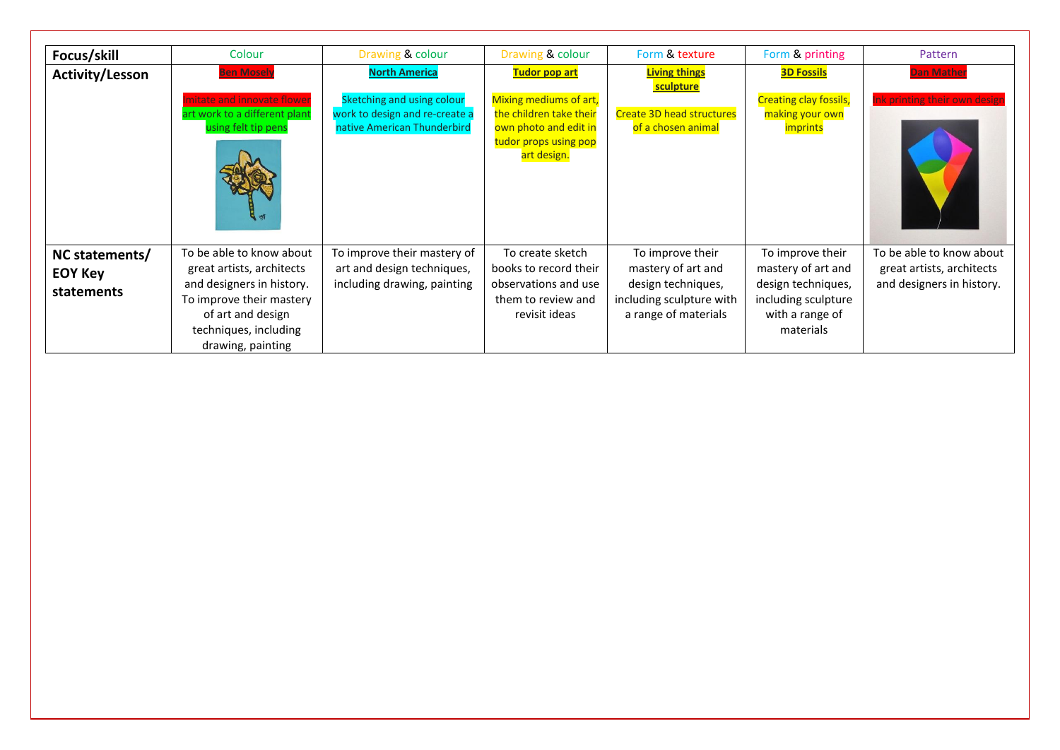| **Focus/skill** | Colour | Drawing & colour | Drawing & colour | Form & texture | Form & printing | Pattern |
|---|---|---|---|---|---|---|
| **Activity/Lesson** | **Ben Mosely**<br><br>Imitate and innovate flower art work to a different plant using felt tip pens | **North America**<br><br>Sketching and using colour work to design and re-create a native American Thunderbird | **Tudor pop art**<br><br>Mixing mediums of art, the children take their own photo and edit in tudor props using pop art design. | **Living things sculpture**<br><br>Create 3D head structures of a chosen animal | **3D Fossils**<br><br>Creating clay fossils, making your own imprints | **Dan Mather**<br><br>Ink printing their own design |
| **NC statements/ EOY Key statements** | To be able to know about great artists, architects and designers in history.<br>To improve their mastery of art and design techniques, including drawing, painting | To improve their mastery of art and design techniques, including drawing, painting | To create sketch books to record their observations and use them to review and revisit ideas | To improve their mastery of art and design techniques, including sculpture with a range of materials | To improve their mastery of art and design techniques, including sculpture with a range of materials | To be able to know about great artists, architects and designers in history. |